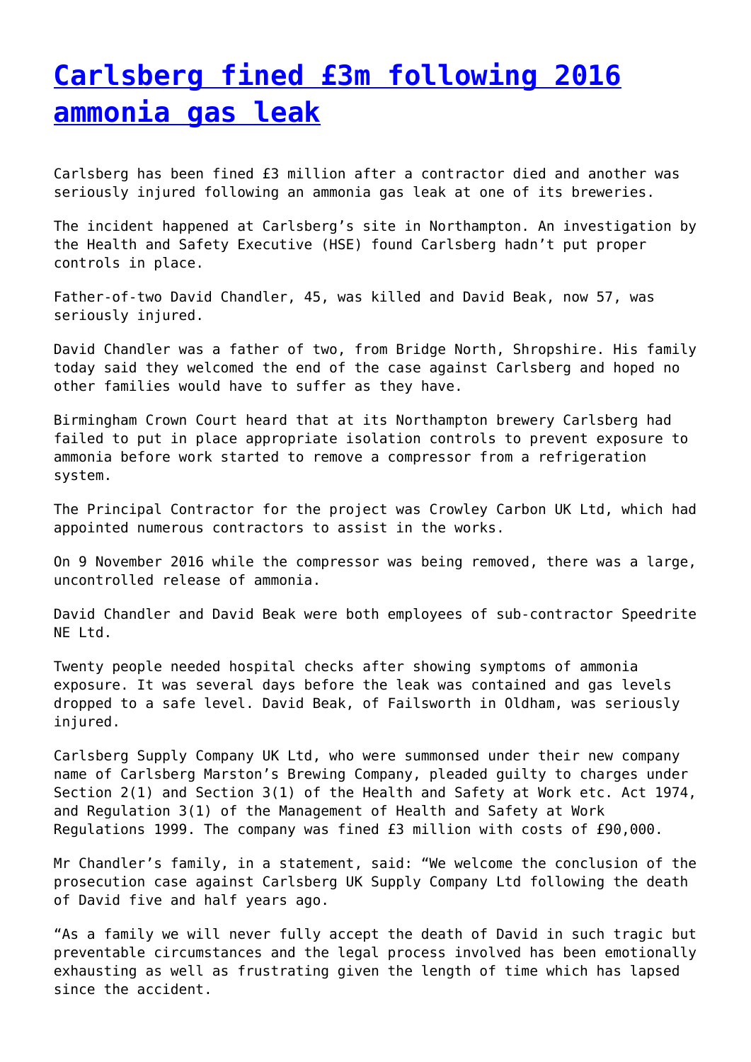# [Carlsberg fined £3m following 2016 ammonia gas leak]

Carlsberg has been fined £3 million after a contractor died and another was seriously injured following an ammonia gas leak at one of its breweries.

The incident happened at Carlsberg's site in Northampton. An investigation by the Health and Safety Executive (HSE) found Carlsberg hadn't put proper controls in place.

Father-of-two David Chandler, 45, was killed and David Beak, now 57, was seriously injured.

David Chandler was a father of two, from Bridge North, Shropshire. His family today said they welcomed the end of the case against Carlsberg and hoped no other families would have to suffer as they have.

Birmingham Crown Court heard that at its Northampton brewery Carlsberg had failed to put in place appropriate isolation controls to prevent exposure to ammonia before work started to remove a compressor from a refrigeration system.

The Principal Contractor for the project was Crowley Carbon UK Ltd, which had appointed numerous contractors to assist in the works.

On 9 November 2016 while the compressor was being removed, there was a large, uncontrolled release of ammonia.

David Chandler and David Beak were both employees of sub-contractor Speedrite NE Ltd.

Twenty people needed hospital checks after showing symptoms of ammonia exposure. It was several days before the leak was contained and gas levels dropped to a safe level. David Beak, of Failsworth in Oldham, was seriously injured.

Carlsberg Supply Company UK Ltd, who were summonsed under their new company name of Carlsberg Marston's Brewing Company, pleaded guilty to charges under Section 2(1) and Section 3(1) of the Health and Safety at Work etc. Act 1974, and Regulation 3(1) of the Management of Health and Safety at Work Regulations 1999. The company was fined £3 million with costs of £90,000.

Mr Chandler's family, in a statement, said: "We welcome the conclusion of the prosecution case against Carlsberg UK Supply Company Ltd following the death of David five and half years ago.

"As a family we will never fully accept the death of David in such tragic but preventable circumstances and the legal process involved has been emotionally exhausting as well as frustrating given the length of time which has lapsed since the accident.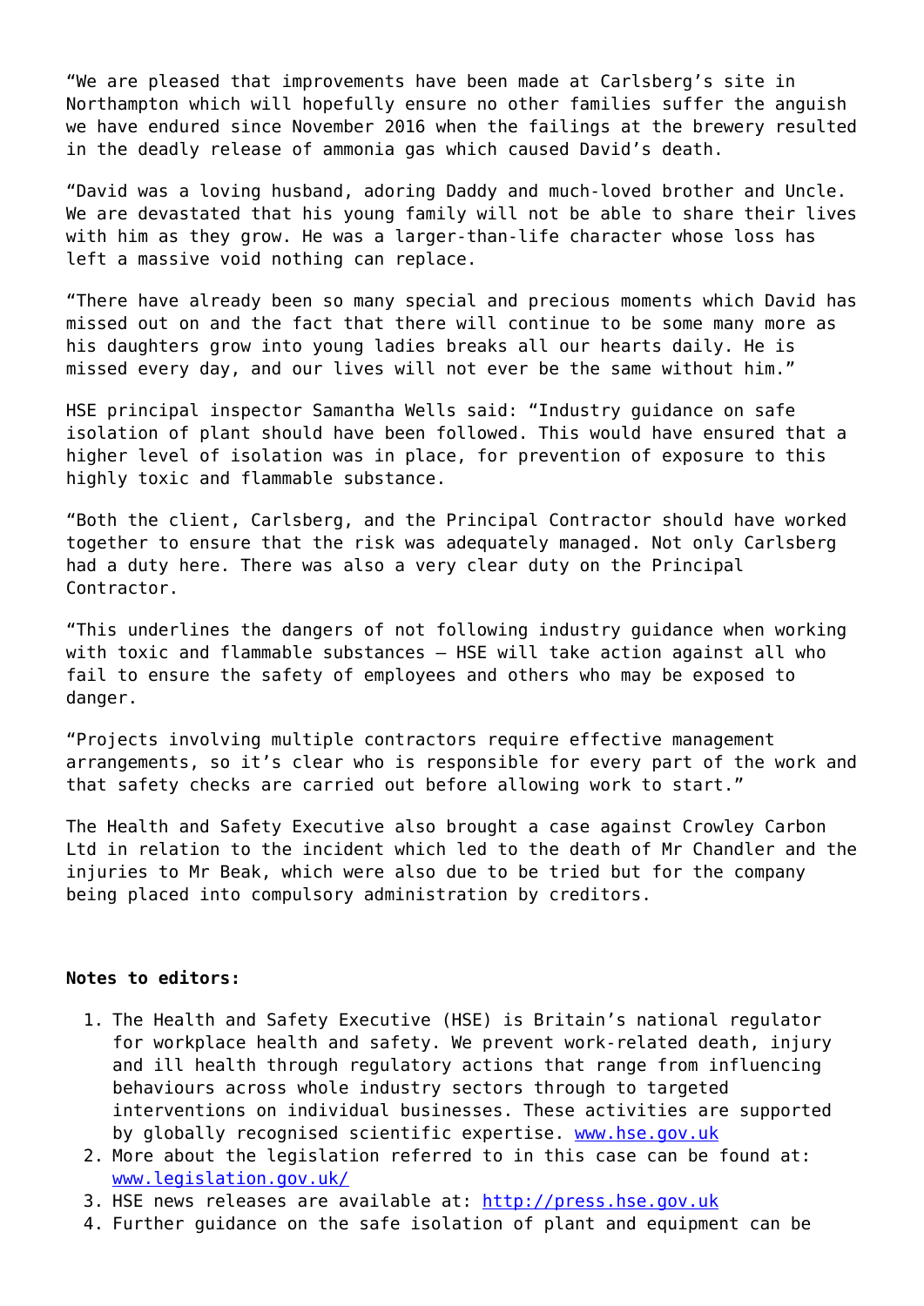"We are pleased that improvements have been made at Carlsberg's site in Northampton which will hopefully ensure no other families suffer the anguish we have endured since November 2016 when the failings at the brewery resulted in the deadly release of ammonia gas which caused David's death.

"David was a loving husband, adoring Daddy and much-loved brother and Uncle. We are devastated that his young family will not be able to share their lives with him as they grow. He was a larger-than-life character whose loss has left a massive void nothing can replace.

"There have already been so many special and precious moments which David has missed out on and the fact that there will continue to be some many more as his daughters grow into young ladies breaks all our hearts daily. He is missed every day, and our lives will not ever be the same without him."

HSE principal inspector Samantha Wells said: "Industry guidance on safe isolation of plant should have been followed. This would have ensured that a higher level of isolation was in place, for prevention of exposure to this highly toxic and flammable substance.

"Both the client, Carlsberg, and the Principal Contractor should have worked together to ensure that the risk was adequately managed. Not only Carlsberg had a duty here. There was also a very clear duty on the Principal Contractor.

"This underlines the dangers of not following industry guidance when working with toxic and flammable substances – HSE will take action against all who fail to ensure the safety of employees and others who may be exposed to danger.

"Projects involving multiple contractors require effective management arrangements, so it's clear who is responsible for every part of the work and that safety checks are carried out before allowing work to start."

The Health and Safety Executive also brought a case against Crowley Carbon Ltd in relation to the incident which led to the death of Mr Chandler and the injuries to Mr Beak, which were also due to be tried but for the company being placed into compulsory administration by creditors.

**Notes to editors:**

1. The Health and Safety Executive (HSE) is Britain's national regulator for workplace health and safety. We prevent work-related death, injury and ill health through regulatory actions that range from influencing behaviours across whole industry sectors through to targeted interventions on individual businesses. These activities are supported by globally recognised scientific expertise. [www.hse.gov.uk](http://www.hse.gov.uk)
2. More about the legislation referred to in this case can be found at: [www.legislation.gov.uk/](http://www.legislation.gov.uk/)
3. HSE news releases are available at: [http://press.hse.gov.uk](http://press.hse.gov.uk)
4. Further guidance on the safe isolation of plant and equipment can be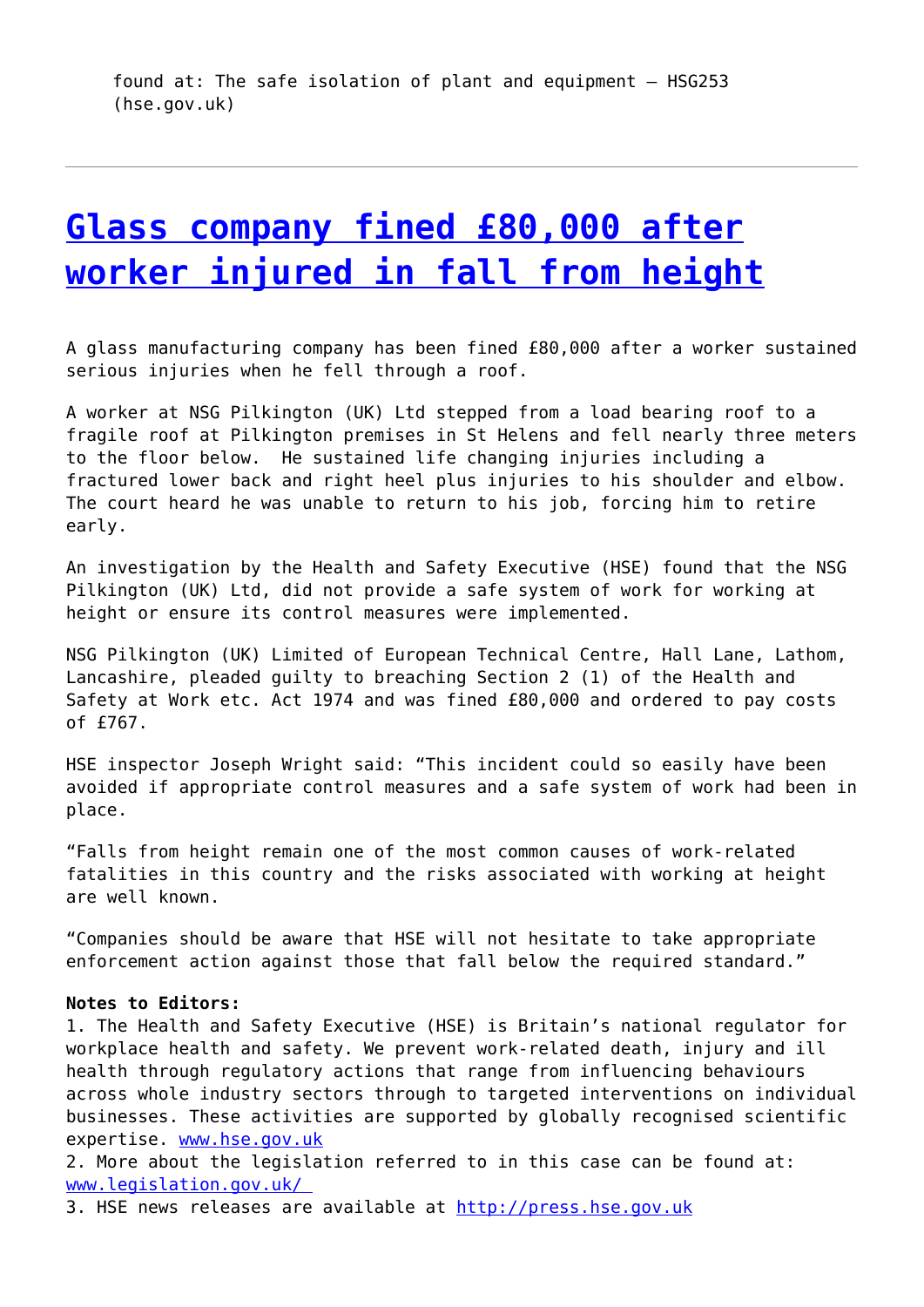found at: The safe isolation of plant and equipment – HSG253 (hse.gov.uk)

---

# [Glass company fined £80,000 after worker injured in fall from height]

A glass manufacturing company has been fined £80,000 after a worker sustained serious injuries when he fell through a roof.

A worker at NSG Pilkington (UK) Ltd stepped from a load bearing roof to a fragile roof at Pilkington premises in St Helens and fell nearly three meters to the floor below.  He sustained life changing injuries including a fractured lower back and right heel plus injuries to his shoulder and elbow. The court heard he was unable to return to his job, forcing him to retire early.

An investigation by the Health and Safety Executive (HSE) found that the NSG Pilkington (UK) Ltd, did not provide a safe system of work for working at height or ensure its control measures were implemented.

NSG Pilkington (UK) Limited of European Technical Centre, Hall Lane, Lathom, Lancashire, pleaded guilty to breaching Section 2 (1) of the Health and Safety at Work etc. Act 1974 and was fined £80,000 and ordered to pay costs of £767.

HSE inspector Joseph Wright said: "This incident could so easily have been avoided if appropriate control measures and a safe system of work had been in place.

"Falls from height remain one of the most common causes of work-related fatalities in this country and the risks associated with working at height are well known.

"Companies should be aware that HSE will not hesitate to take appropriate enforcement action against those that fall below the required standard."

**Notes to Editors:**
1. The Health and Safety Executive (HSE) is Britain's national regulator for workplace health and safety. We prevent work-related death, injury and ill health through regulatory actions that range from influencing behaviours across whole industry sectors through to targeted interventions on individual businesses. These activities are supported by globally recognised scientific expertise. [www.hse.gov.uk](www.hse.gov.uk)
2. More about the legislation referred to in this case can be found at: [www.legislation.gov.uk/](www.legislation.gov.uk/)
3. HSE news releases are available at [http://press.hse.gov.uk](http://press.hse.gov.uk)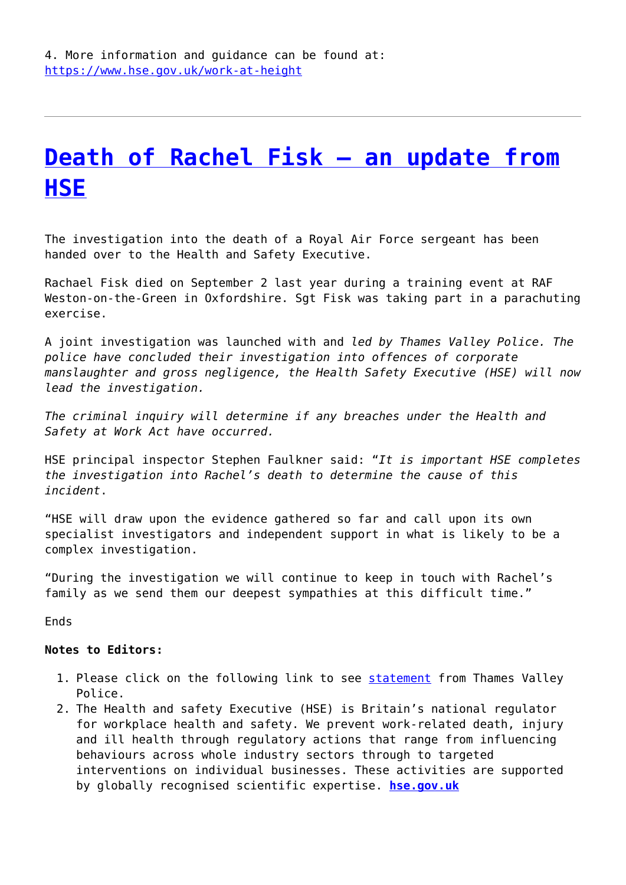4. More information and guidance can be found at: [https://www.hse.gov.uk/work-at-height](https://www.hse.gov.uk/work-at-height)

---

# [Death of Rachel Fisk – an update from HSE]()

The investigation into the death of a Royal Air Force sergeant has been handed over to the Health and Safety Executive.

Rachael Fisk died on September 2 last year during a training event at RAF Weston-on-the-Green in Oxfordshire. Sgt Fisk was taking part in a parachuting exercise.

A joint investigation was launched with and *led by Thames Valley Police. The police have concluded their investigation into offences of corporate manslaughter and gross negligence, the Health Safety Executive (HSE) will now lead the investigation.*

*The criminal inquiry will determine if any breaches under the Health and Safety at Work Act have occurred.*

HSE principal inspector Stephen Faulkner said: "*It is important HSE completes the investigation into Rachel's death to determine the cause of this incident*.

"HSE will draw upon the evidence gathered so far and call upon its own specialist investigators and independent support in what is likely to be a complex investigation.

"During the investigation we will continue to keep in touch with Rachel's family as we send them our deepest sympathies at this difficult time."

Ends

**Notes to Editors:**

1. Please click on the following link to see [statement]() from Thames Valley Police.
2. The Health and safety Executive (HSE) is Britain's national regulator for workplace health and safety. We prevent work-related death, injury and ill health through regulatory actions that range from influencing behaviours across whole industry sectors through to targeted interventions on individual businesses. These activities are supported by globally recognised scientific expertise. [**hse.gov.uk**]()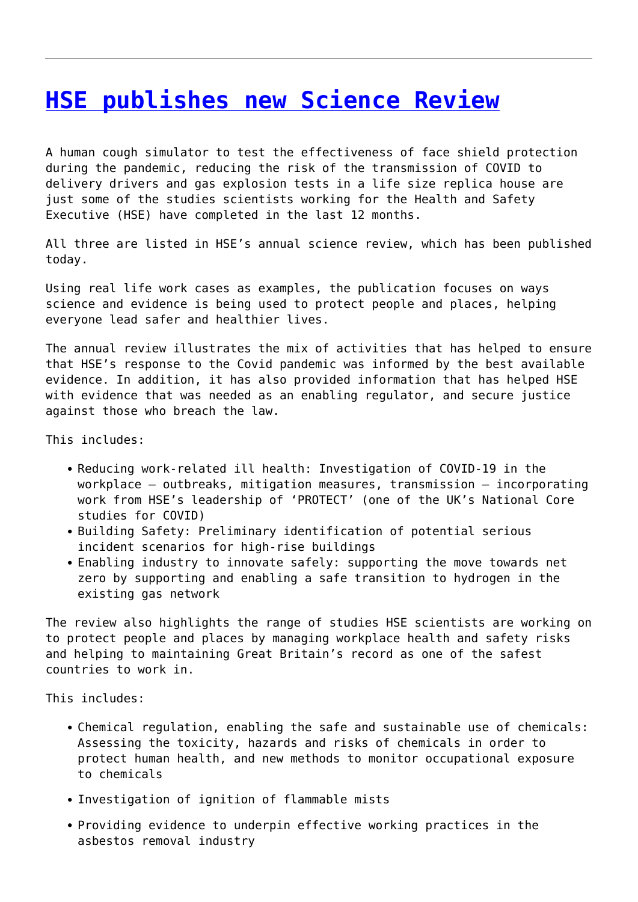---

# [HSE publishes new Science Review]()

A human cough simulator to test the effectiveness of face shield protection during the pandemic, reducing the risk of the transmission of COVID to delivery drivers and gas explosion tests in a life size replica house are just some of the studies scientists working for the Health and Safety Executive (HSE) have completed in the last 12 months.

All three are listed in HSE's annual science review, which has been published today.

Using real life work cases as examples, the publication focuses on ways science and evidence is being used to protect people and places, helping everyone lead safer and healthier lives.

The annual review illustrates the mix of activities that has helped to ensure that HSE's response to the Covid pandemic was informed by the best available evidence. In addition, it has also provided information that has helped HSE with evidence that was needed as an enabling regulator, and secure justice against those who breach the law.

This includes:

- Reducing work-related ill health: Investigation of COVID-19 in the workplace – outbreaks, mitigation measures, transmission – incorporating work from HSE's leadership of 'PROTECT' (one of the UK's National Core studies for COVID)
- Building Safety: Preliminary identification of potential serious incident scenarios for high-rise buildings
- Enabling industry to innovate safely: supporting the move towards net zero by supporting and enabling a safe transition to hydrogen in the existing gas network

The review also highlights the range of studies HSE scientists are working on to protect people and places by managing workplace health and safety risks and helping to maintaining Great Britain's record as one of the safest countries to work in.

This includes:

- Chemical regulation, enabling the safe and sustainable use of chemicals: Assessing the toxicity, hazards and risks of chemicals in order to protect human health, and new methods to monitor occupational exposure to chemicals
- Investigation of ignition of flammable mists
- Providing evidence to underpin effective working practices in the asbestos removal industry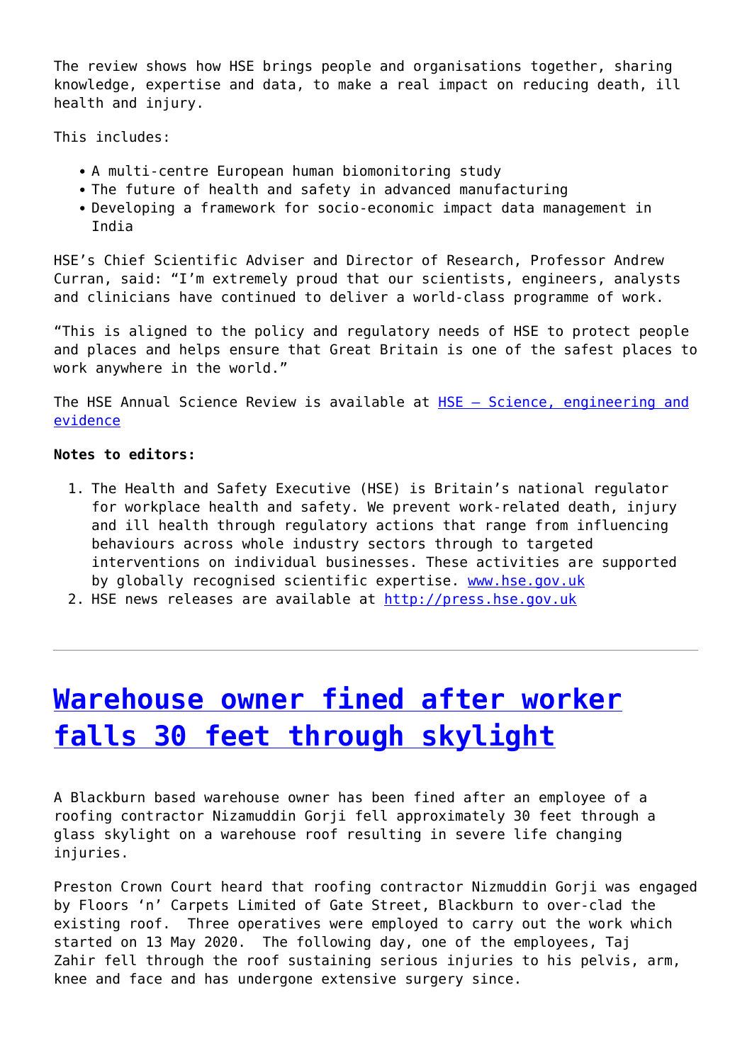The review shows how HSE brings people and organisations together, sharing knowledge, expertise and data, to make a real impact on reducing death, ill health and injury.

This includes:

- A multi-centre European human biomonitoring study
- The future of health and safety in advanced manufacturing
- Developing a framework for socio-economic impact data management in India

HSE's Chief Scientific Adviser and Director of Research, Professor Andrew Curran, said: "I'm extremely proud that our scientists, engineers, analysts and clinicians have continued to deliver a world-class programme of work.

"This is aligned to the policy and regulatory needs of HSE to protect people and places and helps ensure that Great Britain is one of the safest places to work anywhere in the world."

The HSE Annual Science Review is available at [HSE – Science, engineering and evidence](HSE – Science, engineering and evidence)

**Notes to editors:**

1. The Health and Safety Executive (HSE) is Britain's national regulator for workplace health and safety. We prevent work-related death, injury and ill health through regulatory actions that range from influencing behaviours across whole industry sectors through to targeted interventions on individual businesses. These activities are supported by globally recognised scientific expertise. [www.hse.gov.uk](www.hse.gov.uk)
2. HSE news releases are available at [http://press.hse.gov.uk](http://press.hse.gov.uk)

---

# [Warehouse owner fined after worker falls 30 feet through skylight]()

A Blackburn based warehouse owner has been fined after an employee of a roofing contractor Nizamuddin Gorji fell approximately 30 feet through a glass skylight on a warehouse roof resulting in severe life changing injuries.

Preston Crown Court heard that roofing contractor Nizmuddin Gorji was engaged by Floors 'n' Carpets Limited of Gate Street, Blackburn to over-clad the existing roof. Three operatives were employed to carry out the work which started on 13 May 2020. The following day, one of the employees, Taj Zahir fell through the roof sustaining serious injuries to his pelvis, arm, knee and face and has undergone extensive surgery since.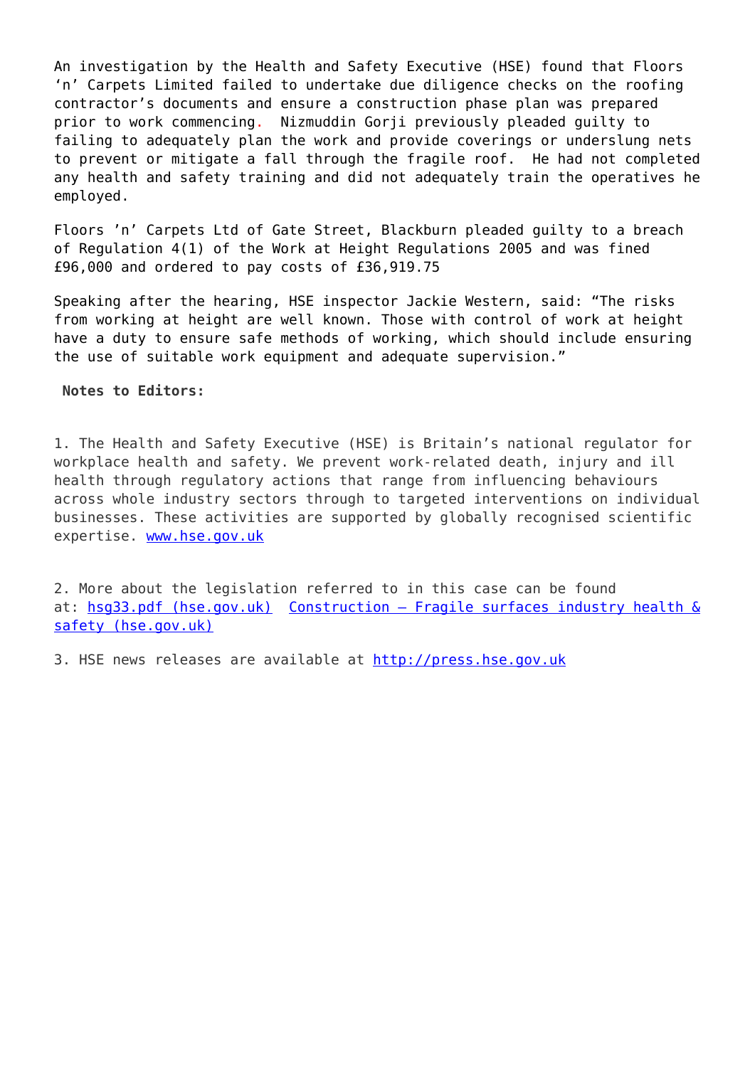An investigation by the Health and Safety Executive (HSE) found that Floors 'n' Carpets Limited failed to undertake due diligence checks on the roofing contractor's documents and ensure a construction phase plan was prepared prior to work commencing. Nizmuddin Gorji previously pleaded guilty to failing to adequately plan the work and provide coverings or underslung nets to prevent or mitigate a fall through the fragile roof. He had not completed any health and safety training and did not adequately train the operatives he employed.

Floors 'n' Carpets Ltd of Gate Street, Blackburn pleaded guilty to a breach of Regulation 4(1) of the Work at Height Regulations 2005 and was fined £96,000 and ordered to pay costs of £36,919.75

Speaking after the hearing, HSE inspector Jackie Western, said: "The risks from working at height are well known. Those with control of work at height have a duty to ensure safe methods of working, which should include ensuring the use of suitable work equipment and adequate supervision."

**Notes to Editors:**

1. The Health and Safety Executive (HSE) is Britain's national regulator for workplace health and safety. We prevent work-related death, injury and ill health through regulatory actions that range from influencing behaviours across whole industry sectors through to targeted interventions on individual businesses. These activities are supported by globally recognised scientific expertise. [www.hse.gov.uk](www.hse.gov.uk)

2. More about the legislation referred to in this case can be found at: [hsg33.pdf (hse.gov.uk)](hsg33.pdf) [Construction – Fragile surfaces industry health & safety (hse.gov.uk)]()

3. HSE news releases are available at [http://press.hse.gov.uk](http://press.hse.gov.uk)